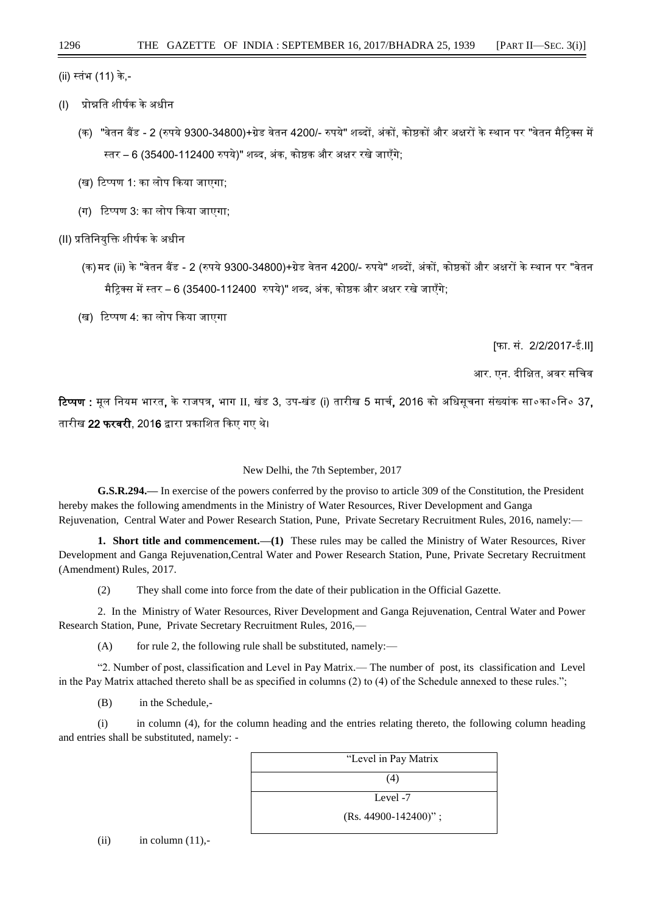(ii) स्तंभ (11) के,-

(I) प्रोन्नति शीर्षक के अधीन

(क) "वेतन बैंड - 2 (रुपये 9300-34800)+ग्रेड वेतन 4200/- रुपये" शब्दों, अंकों, कोष्ठकों और अक्षरों के स्थान पर "वेतन मैट्रिक्स में स्तर – 6 (35400-112400 रुपये)" शब्द, अंक, कोष्ठक और अक्षर रखे जाएँगे;

(ख) टिप्पण 1: का लोप किया जाएगा;

(ग) टिप्पण 3: का लोप किया जाएगा;

(II) प्रतिनियुक्ति शीर्षक के अधीन

(क) मद (ii) के "वेतन बैंड - 2 (रुपये 9300-34800)+ग्रेड वेतन 4200/- रुपये" शब्दों, अंकों, कोष्ठकों और अक्षरों के स्थान पर "वेतन मैट्रिक्स में स्तर – 6 (35400-112400 रुपये)" शब्द, अंक, कोष्ठक और अक्षर रखे जाएँगे;

(ख) टिप्पण 4: का लोप किया जाएगा

[फा. सं. 2/2/2017-ई.II]

आर. एन. दीक्षित, अवर सचिव

**टिप्पण :** मूल नियम भारत, के राजपत्र, भाग II, खंड 3, उप-खंड (i) तारीख 5 मार्च, 2016 को अधिसूचना संख्यांक सा०का०नि० 37, तारीख **22 फरवरी**, 2016 द्वारा प्रकाशित किए गए थे।

New Delhi, the 7th September, 2017

**G.S.R.294.—** In exercise of the powers conferred by the proviso to article 309 of the Constitution, the President hereby makes the following amendments in the Ministry of Water Resources, River Development and Ganga Rejuvenation, Central Water and Power Research Station, Pune, Private Secretary Recruitment Rules, 2016, namely:—

**1. Short title and commencement.—(1)** These rules may be called the Ministry of Water Resources, River Development and Ganga Rejuvenation,Central Water and Power Research Station, Pune, Private Secretary Recruitment (Amendment) Rules, 2017.

(2) They shall come into force from the date of their publication in the Official Gazette.

2. In the Ministry of Water Resources, River Development and Ganga Rejuvenation, Central Water and Power Research Station, Pune, Private Secretary Recruitment Rules, 2016,—

(A) for rule 2, the following rule shall be substituted, namely:—

"2. Number of post, classification and Level in Pay Matrix.— The number of post, its classification and Level in the Pay Matrix attached thereto shall be as specified in columns (2) to (4) of the Schedule annexed to these rules.";

(B) in the Schedule,-

(i) in column (4), for the column heading and the entries relating thereto, the following column heading and entries shall be substituted, namely: -

| "Level in Pay Matrix |
|---|
| (4) |
| Level -7<br>(Rs. 44900-142400)" ; |

(ii) in column (11),-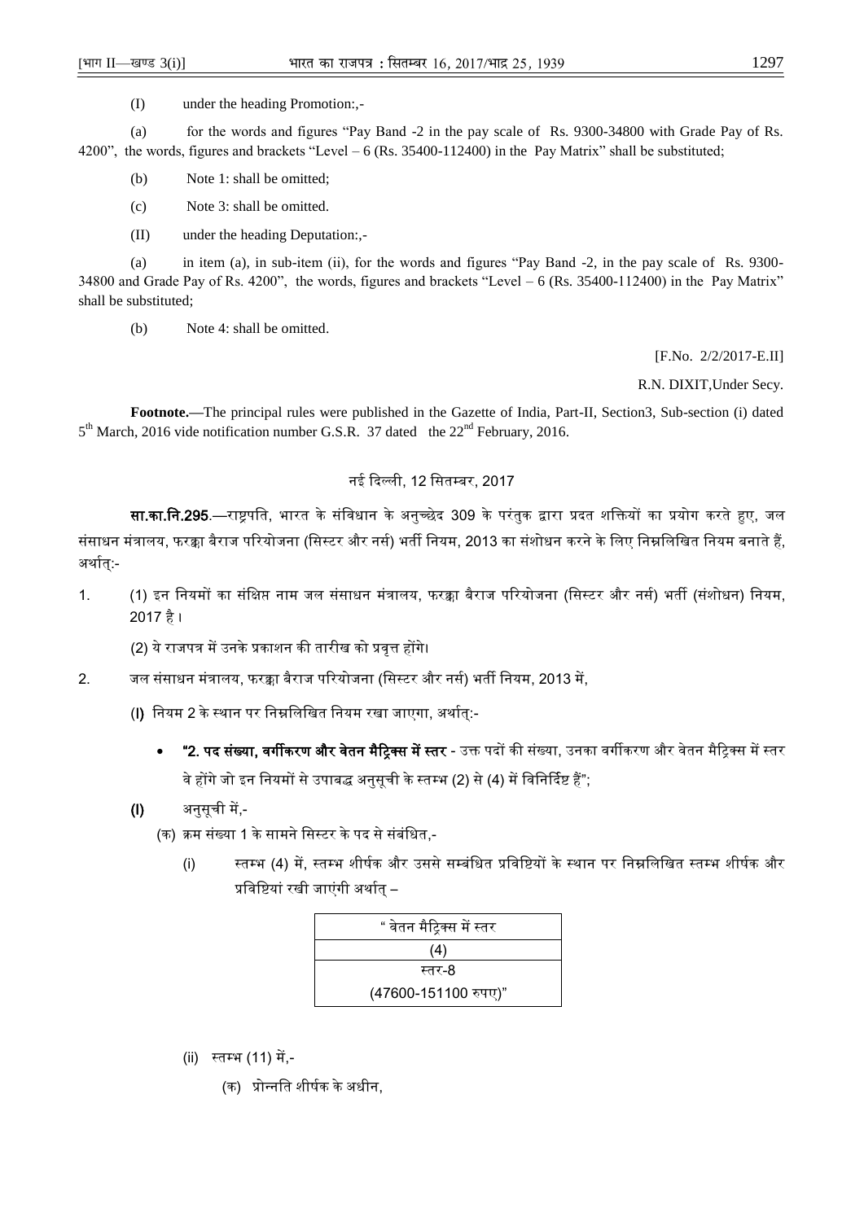(I) under the heading Promotion:,-

(a) for the words and figures "Pay Band -2 in the pay scale of Rs. 9300-34800 with Grade Pay of Rs. 4200", the words, figures and brackets "Level – 6 (Rs. 35400-112400) in the Pay Matrix" shall be substituted;

(b) Note 1: shall be omitted;

(c) Note 3: shall be omitted.

(II) under the heading Deputation:,-

(a) in item (a), in sub-item (ii), for the words and figures "Pay Band -2, in the pay scale of Rs. 9300-34800 and Grade Pay of Rs. 4200", the words, figures and brackets "Level – 6 (Rs. 35400-112400) in the Pay Matrix" shall be substituted;

(b) Note 4: shall be omitted.

[F.No. 2/2/2017-E.II]

R.N. DIXIT,Under Secy.

**Footnote.—**The principal rules were published in the Gazette of India, Part-II, Section3, Sub-section (i) dated 5th March, 2016 vide notification number G.S.R. 37 dated the 22nd February, 2016.

नई दिल्ली, 12 सितम्बर, 2017

**सा.का.नि.295**.—राष्ट्रपति, भारत के संविधान के अनुच्छेद 309 के परंतुक द्वारा प्रदत शक्तियों का प्रयोग करते हुए, जल संसाधन मंत्रालय, फरक्का बैराज परियोजना (सिस्टर और नर्स) भर्ती नियम, 2013 का संशोधन करने के लिए निम्नलिखित नियम बनाते हैं, अर्थात्:-

1. (1) इन नियमों का संक्षिप्त नाम जल संसाधन मंत्रालय, फरक्का बैराज परियोजना (सिस्टर और नर्स) भर्ती (संशोधन) नियम, 2017 है।

   (2) ये राजपत्र में उनके प्रकाशन की तारीख को प्रवृत्त होंगे।

2. जल संसाधन मंत्रालय, फरक्का बैराज परियोजना (सिस्टर और नर्स) भर्ती नियम, 2013 में,

   (I) नियम 2 के स्थान पर निम्नलिखित नियम रखा जाएगा, अर्थात्:-

   - **"2. पद संख्या, वर्गीकरण और वेतन मैट्रिक्स में स्तर** - उक्त पदों की संख्या, उनका वर्गीकरण और वेतन मैट्रिक्स में स्तर वे होंगे जो इन नियमों से उपाबद्ध अनुसूची के स्तम्भ (2) से (4) में विनिर्दिष्ट हैं";

   (I) अनुसूची में,-

   (क) क्रम संख्या 1 के सामने सिस्टर के पद से संबंधित,-

   (i) स्तम्भ (4) में, स्तम्भ शीर्षक और उससे सम्बंधित प्रविष्टियों के स्थान पर निम्नलिखित स्तम्भ शीर्षक और प्रविष्टियां रखी जाएंगी अर्थात् –

| " वेतन मैट्रिक्स में स्तर |
|---|
| (4) |
| स्तर-8<br>(47600-151100 रुपए)" |

   (ii) स्तम्भ (11) में,-

   (क) प्रोन्नति शीर्षक के अधीन,